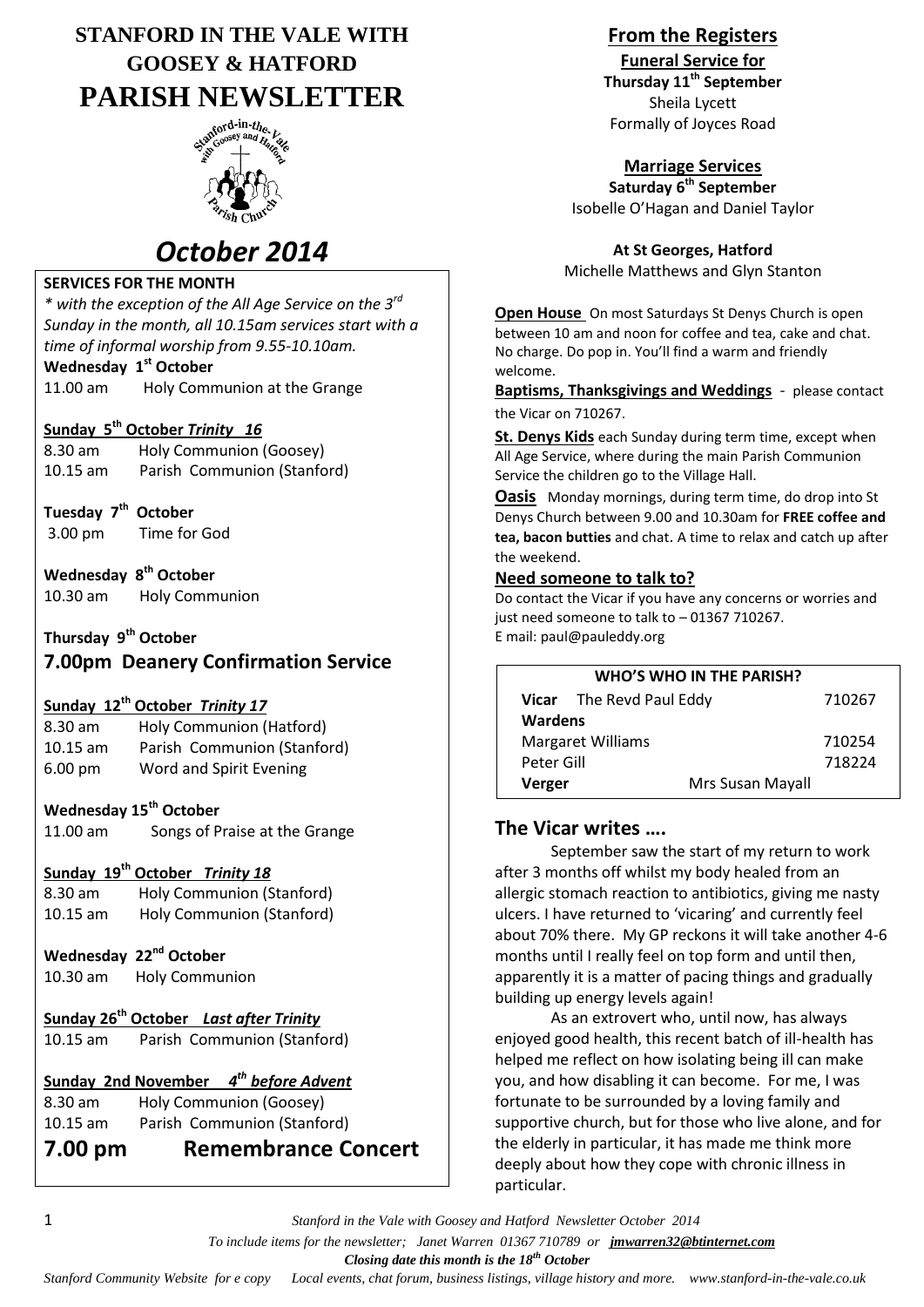# STANFORD IN THE VALE WITH GOOSEY & HATFORD PARISH NEWSLETTER

## *October 2014*

### SERVICES FOR THE MONTH

*\* with the exception of the All Age Service on the 3rd Sunday in the month, all 10.15am services start with a time of informal worship from 9.55-10.10am.*

**Wednesday 1st October**
11.00 am Holy Communion at the Grange

**Sunday 5th October *Trinity 16***
8.30 am Holy Communion (Goosey)
10.15 am Parish Communion (Stanford)

**Tuesday 7th October**
3.00 pm Time for God

**Wednesday 8th October**
10.30 am Holy Communion

**Thursday 9th October**
**7.00pm Deanery Confirmation Service**

**Sunday 12th October *Trinity 17***
8.30 am Holy Communion (Hatford)
10.15 am Parish Communion (Stanford)
6.00 pm Word and Spirit Evening

**Wednesday 15th October**
11.00 am Songs of Praise at the Grange

**Sunday 19th October *Trinity 18***
8.30 am Holy Communion (Stanford)
10.15 am Holy Communion (Stanford)

**Wednesday 22nd October**
10.30 am Holy Communion

**Sunday 26th October *Last after Trinity***
10.15 am Parish Communion (Stanford)

**Sunday 2nd November *4th before Advent***
8.30 am Holy Communion (Goosey)
10.15 am Parish Communion (Stanford)

**7.00 pm Remembrance Concert**

## From the Registers

**Funeral Service for**
**Thursday 11th September**
Sheila Lycett
Formally of Joyces Road

**Marriage Services**
**Saturday 6th September**
Isobelle O'Hagan and Daniel Taylor

**At St Georges, Hatford**
Michelle Matthews and Glyn Stanton

**Open House** On most Saturdays St Denys Church is open between 10 am and noon for coffee and tea, cake and chat. No charge. Do pop in. You'll find a warm and friendly welcome.

**Baptisms, Thanksgivings and Weddings** - please contact the Vicar on 710267.

**St. Denys Kids** each Sunday during term time, except when All Age Service, where during the main Parish Communion Service the children go to the Village Hall.

**Oasis** Monday mornings, during term time, do drop into St Denys Church between 9.00 and 10.30am for **FREE coffee and tea, bacon butties** and chat. A time to relax and catch up after the weekend.

**Need someone to talk to?**
Do contact the Vicar if you have any concerns or worries and just need someone to talk to – 01367 710267.
E mail: paul@pauleddy.org

| WHO'S WHO IN THE PARISH? | | |
|---|---|---|
| **Vicar** The Revd Paul Eddy | | 710267 |
| **Wardens** | | |
| Margaret Williams | | 710254 |
| Peter Gill | | 718224 |
| **Verger** | Mrs Susan Mayall | |

## The Vicar writes ….

September saw the start of my return to work after 3 months off whilst my body healed from an allergic stomach reaction to antibiotics, giving me nasty ulcers. I have returned to 'vicaring' and currently feel about 70% there. My GP reckons it will take another 4-6 months until I really feel on top form and until then, apparently it is a matter of pacing things and gradually building up energy levels again!

As an extrovert who, until now, has always enjoyed good health, this recent batch of ill-health has helped me reflect on how isolating being ill can make you, and how disabling it can become. For me, I was fortunate to be surrounded by a loving family and supportive church, but for those who live alone, and for the elderly in particular, it has made me think more deeply about how they cope with chronic illness in particular.

*To include items for the newsletter; Janet Warren 01367 710789 or jmwarren32@btinternet.com*
***Closing date this month is the 18th October***
*Stanford Community Website for e copy Local events, chat forum, business listings, village history and more. www.stanford-in-the-vale.co.uk*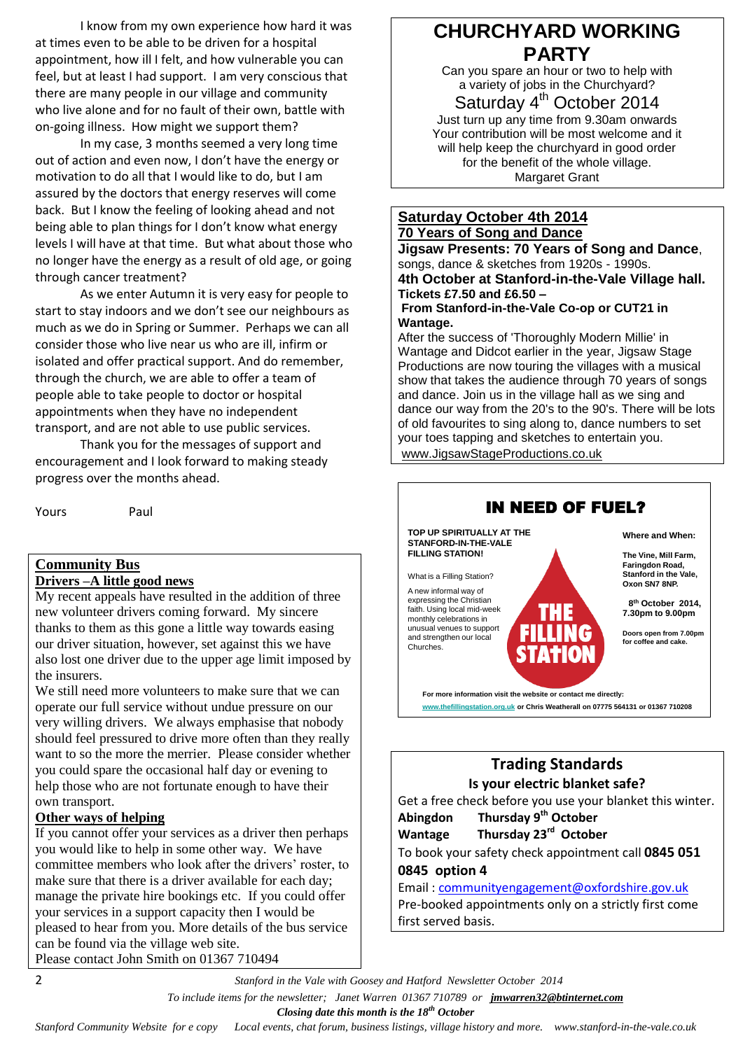I know from my own experience how hard it was at times even to be able to be driven for a hospital appointment, how ill I felt, and how vulnerable you can feel, but at least I had support. I am very conscious that there are many people in our village and community who live alone and for no fault of their own, battle with on-going illness. How might we support them?

In my case, 3 months seemed a very long time out of action and even now, I don't have the energy or motivation to do all that I would like to do, but I am assured by the doctors that energy reserves will come back. But I know the feeling of looking ahead and not being able to plan things for I don't know what energy levels I will have at that time. But what about those who no longer have the energy as a result of old age, or going through cancer treatment?

As we enter Autumn it is very easy for people to start to stay indoors and we don't see our neighbours as much as we do in Spring or Summer. Perhaps we can all consider those who live near us who are ill, infirm or isolated and offer practical support. And do remember, through the church, we are able to offer a team of people able to take people to doctor or hospital appointments when they have no independent transport, and are not able to use public services.

Thank you for the messages of support and encouragement and I look forward to making steady progress over the months ahead.

Yours Paul

## Community Bus

**Drivers –A little good news**

My recent appeals have resulted in the addition of three new volunteer drivers coming forward. My sincere thanks to them as this gone a little way towards easing our driver situation, however, set against this we have also lost one driver due to the upper age limit imposed by the insurers.

We still need more volunteers to make sure that we can operate our full service without undue pressure on our very willing drivers. We always emphasise that nobody should feel pressured to drive more often than they really want to so the more the merrier. Please consider whether you could spare the occasional half day or evening to help those who are not fortunate enough to have their own transport.

**Other ways of helping**

If you cannot offer your services as a driver then perhaps you would like to help in some other way. We have committee members who look after the drivers' roster, to make sure that there is a driver available for each day; manage the private hire bookings etc. If you could offer your services in a support capacity then I would be pleased to hear from you. More details of the bus service can be found via the village web site.

Please contact John Smith on 01367 710494

## CHURCHYARD WORKING PARTY

Can you spare an hour or two to help with a variety of jobs in the Churchyard?

Saturday 4th October 2014

Just turn up any time from 9.30am onwards
Your contribution will be most welcome and it will help keep the churchyard in good order for the benefit of the whole village.

Margaret Grant

## Saturday October 4th 2014

**70 Years of Song and Dance**

**Jigsaw Presents: 70 Years of Song and Dance**, songs, dance & sketches from 1920s - 1990s.

**4th October at Stanford-in-the-Vale Village hall.**

**Tickets £7.50 and £6.50 –**

**From Stanford-in-the-Vale Co-op or CUT21 in Wantage.**

After the success of 'Thoroughly Modern Millie' in Wantage and Didcot earlier in the year, Jigsaw Stage Productions are now touring the villages with a musical show that takes the audience through 70 years of songs and dance. Join us in the village hall as we sing and dance our way from the 20's to the 90's. There will be lots of old favourites to sing along to, dance numbers to set your toes tapping and sketches to entertain you.

www.JigsawStageProductions.co.uk

## IN NEED OF FUEL?

**TOP UP SPIRITUALLY AT THE STANFORD-IN-THE-VALE FILLING STATION!**

What is a Filling Station?

A new informal way of expressing the Christian faith. Using local mid-week monthly celebrations in unusual venues to support and strengthen our local Churches.

**THE FILLING STATION**

**Where and When:**

**The Vine, Mill Farm, Faringdon Road, Stanford in the Vale, Oxon SN7 8NP.**

**8th October 2014, 7.30pm to 9.00pm**

**Doors open from 7.00pm for coffee and cake.**

**For more information visit the website or contact me directly:**
**www.thefillingstation.org.uk or Chris Weatherall on 07775 564131 or 01367 710208**

## Trading Standards

**Is your electric blanket safe?**

Get a free check before you use your blanket this winter.

**Abingdon Thursday 9th October**
**Wantage Thursday 23rd October**

To book your safety check appointment call **0845 051 0845 option 4**

Email : communityengagement@oxfordshire.gov.uk

Pre-booked appointments only on a strictly first come first served basis.

*To include items for the newsletter; Janet Warren 01367 710789 or* ***jmwarren32@btinternet.com***

***Closing date this month is the 18th October***

*Stanford Community Website for e copy Local events, chat forum, business listings, village history and more. www.stanford-in-the-vale.co.uk*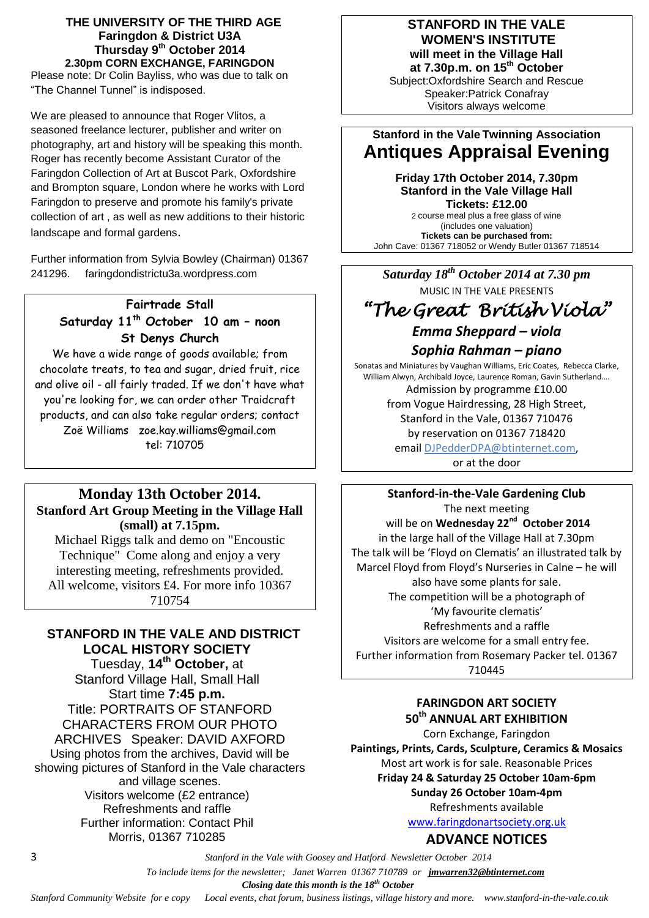## THE UNIVERSITY OF THE THIRD AGE
### Faringdon & District U3A
### Thursday 9th October 2014
### 2.30pm CORN EXCHANGE, FARINGDON

Please note: Dr Colin Bayliss, who was due to talk on "The Channel Tunnel" is indisposed.

We are pleased to announce that Roger Vlitos, a seasoned freelance lecturer, publisher and writer on photography, art and history will be speaking this month. Roger has recently become Assistant Curator of the Faringdon Collection of Art at Buscot Park, Oxfordshire and Brompton square, London where he works with Lord Faringdon to preserve and promote his family's private collection of art , as well as new additions to their historic landscape and formal gardens.

Further information from Sylvia Bowley (Chairman) 01367 241296. faringdondistrictu3a.wordpress.com

## Fairtrade Stall
### Saturday 11th October 10 am – noon
### St Denys Church

We have a wide range of goods available; from chocolate treats, to tea and sugar, dried fruit, rice and olive oil - all fairly traded. If we don't have what you're looking for, we can order other Traidcraft products, and can also take regular orders; contact Zoë Williams zoe.kay.williams@gmail.com tel: 710705

## Monday 13th October 2014.
### Stanford Art Group Meeting in the Village Hall (small) at 7.15pm.

Michael Riggs talk and demo on "Encoustic Technique" Come along and enjoy a very interesting meeting, refreshments provided. All welcome, visitors £4. For more info 10367 710754

## STANFORD IN THE VALE AND DISTRICT LOCAL HISTORY SOCIETY

Tuesday, **14th October,** at
Stanford Village Hall, Small Hall
Start time **7:45 p.m.**
Title: PORTRAITS OF STANFORD CHARACTERS FROM OUR PHOTO ARCHIVES Speaker: DAVID AXFORD
Using photos from the archives, David will be showing pictures of Stanford in the Vale characters and village scenes.
Visitors welcome (£2 entrance)
Refreshments and raffle
Further information: Contact Phil Morris, 01367 710285

## STANFORD IN THE VALE WOMEN'S INSTITUTE
**will meet in the Village Hall at 7.30p.m. on 15th October**

Subject:Oxfordshire Search and Rescue
Speaker:Patrick Conafray
Visitors always welcome

### Stanford in the Vale Twinning Association
## Antiques Appraisal Evening

**Friday 17th October 2014, 7.30pm**
**Stanford in the Vale Village Hall**
**Tickets: £12.00**
2 course meal plus a free glass of wine
(includes one valuation)
**Tickets can be purchased from:**
John Cave: 01367 718052 or Wendy Butler 01367 718514

### *Saturday 18th October 2014 at 7.30 pm*
MUSIC IN THE VALE PRESENTS

## *"The Great British Viola"*
### *Emma Sheppard – viola*
### *Sophia Rahman – piano*

Sonatas and Miniatures by Vaughan Williams, Eric Coates, Rebecca Clarke, William Alwyn, Archibald Joyce, Laurence Roman, Gavin Sutherland….
Admission by programme £10.00
from Vogue Hairdressing, 28 High Street, Stanford in the Vale, 01367 710476
by reservation on 01367 718420
email DJPedderDPA@btinternet.com,
or at the door

## Stanford-in-the-Vale Gardening Club

The next meeting
will be on **Wednesday 22nd October 2014**
in the large hall of the Village Hall at 7.30pm
The talk will be 'Floyd on Clematis' an illustrated talk by Marcel Floyd from Floyd's Nurseries in Calne – he will also have some plants for sale.
The competition will be a photograph of 'My favourite clematis'
Refreshments and a raffle
Visitors are welcome for a small entry fee.
Further information from Rosemary Packer tel. 01367 710445

## FARINGDON ART SOCIETY
## 50th ANNUAL ART EXHIBITION

Corn Exchange, Faringdon
**Paintings, Prints, Cards, Sculpture, Ceramics & Mosaics**
Most art work is for sale. Reasonable Prices
**Friday 24 & Saturday 25 October 10am-6pm**
**Sunday 26 October 10am-4pm**
Refreshments available
www.faringdonartsociety.org.uk

## ADVANCE NOTICES

*To include items for the newsletter; Janet Warren 01367 710789 or **jmwarren32@btinternet.com***

***Closing date this month is the 18th October***

*Stanford Community Website for e copy Local events, chat forum, business listings, village history and more. www.stanford-in-the-vale.co.uk*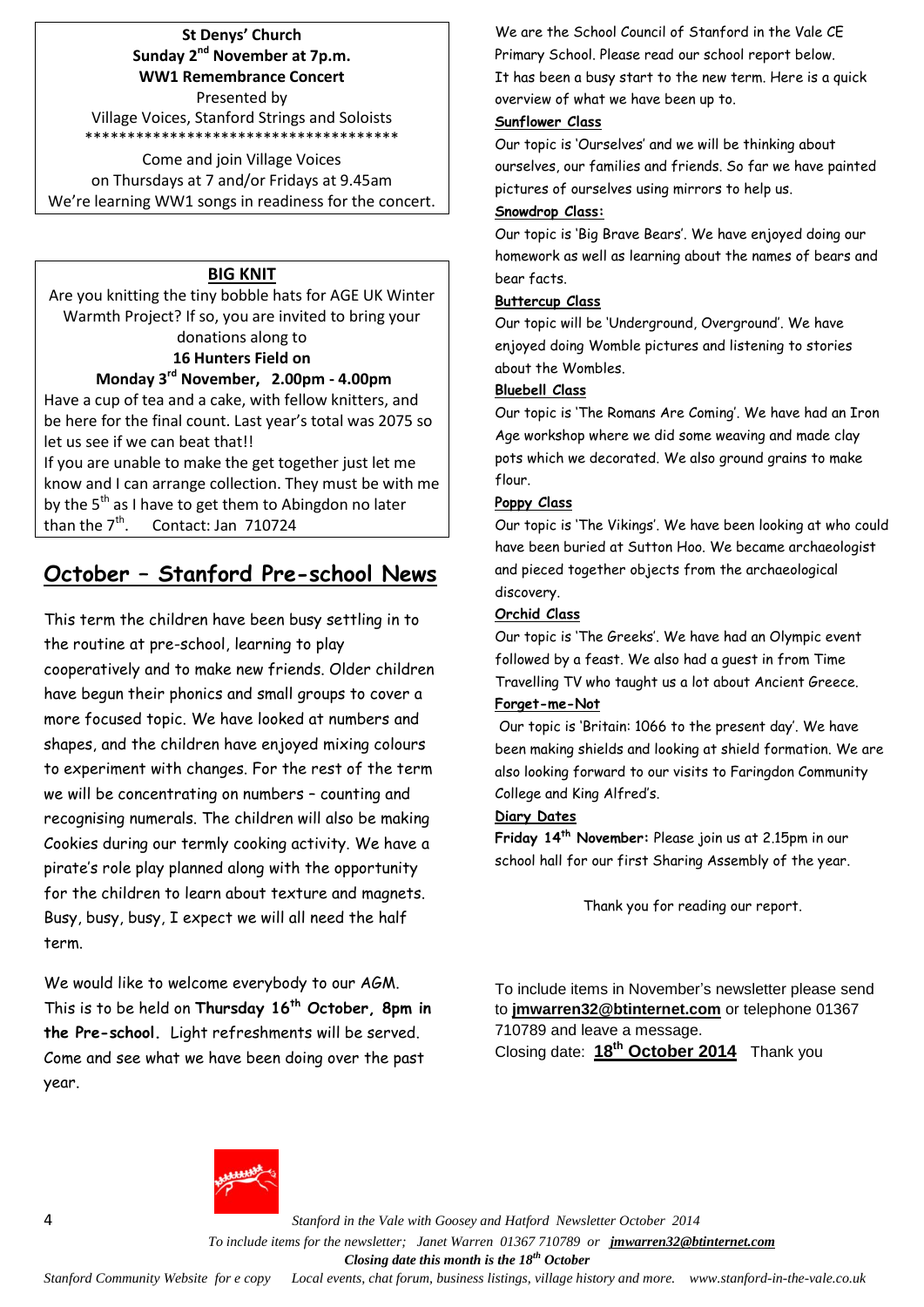**St Denys' Church**
**Sunday 2nd November at 7p.m.**
**WW1 Remembrance Concert**

Presented by

Village Voices, Stanford Strings and Soloists

**************************************

Come and join Village Voices
on Thursdays at 7 and/or Fridays at 9.45am
We're learning WW1 songs in readiness for the concert.

**BIG KNIT**

Are you knitting the tiny bobble hats for AGE UK Winter Warmth Project? If so, you are invited to bring your donations along to

**16 Hunters Field on**
**Monday 3rd November, 2.00pm - 4.00pm**

Have a cup of tea and a cake, with fellow knitters, and be here for the final count. Last year's total was 2075 so let us see if we can beat that!!

If you are unable to make the get together just let me know and I can arrange collection. They must be with me by the 5th as I have to get them to Abingdon no later than the 7th. Contact: Jan 710724

## October – Stanford Pre-school News

This term the children have been busy settling in to the routine at pre-school, learning to play cooperatively and to make new friends. Older children have begun their phonics and small groups to cover a more focused topic. We have looked at numbers and shapes, and the children have enjoyed mixing colours to experiment with changes. For the rest of the term we will be concentrating on numbers – counting and recognising numerals. The children will also be making Cookies during our termly cooking activity. We have a pirate's role play planned along with the opportunity for the children to learn about texture and magnets. Busy, busy, busy, I expect we will all need the half term.

We would like to welcome everybody to our AGM. This is to be held on **Thursday 16th October, 8pm in the Pre-school.** Light refreshments will be served. Come and see what we have been doing over the past year.

We are the School Council of Stanford in the Vale CE Primary School. Please read our school report below.
It has been a busy start to the new term. Here is a quick overview of what we have been up to.

**Sunflower Class**

Our topic is 'Ourselves' and we will be thinking about ourselves, our families and friends. So far we have painted pictures of ourselves using mirrors to help us.

**Snowdrop Class:**

Our topic is 'Big Brave Bears'. We have enjoyed doing our homework as well as learning about the names of bears and bear facts.

**Buttercup Class**

Our topic will be 'Underground, Overground'. We have enjoyed doing Womble pictures and listening to stories about the Wombles.

**Bluebell Class**

Our topic is 'The Romans Are Coming'. We have had an Iron Age workshop where we did some weaving and made clay pots which we decorated. We also ground grains to make flour.

**Poppy Class**

Our topic is 'The Vikings'. We have been looking at who could have been buried at Sutton Hoo. We became archaeologist and pieced together objects from the archaeological discovery.

**Orchid Class**

Our topic is 'The Greeks'. We have had an Olympic event followed by a feast. We also had a guest in from Time Travelling TV who taught us a lot about Ancient Greece.

**Forget-me-Not**

Our topic is 'Britain: 1066 to the present day'. We have been making shields and looking at shield formation. We are also looking forward to our visits to Faringdon Community College and King Alfred's.

**Diary Dates**

**Friday 14th November:** Please join us at 2.15pm in our school hall for our first Sharing Assembly of the year.

Thank you for reading our report.

To include items in November's newsletter please send to **jmwarren32@btinternet.com** or telephone 01367 710789 and leave a message.
Closing date: **18th October 2014** Thank you